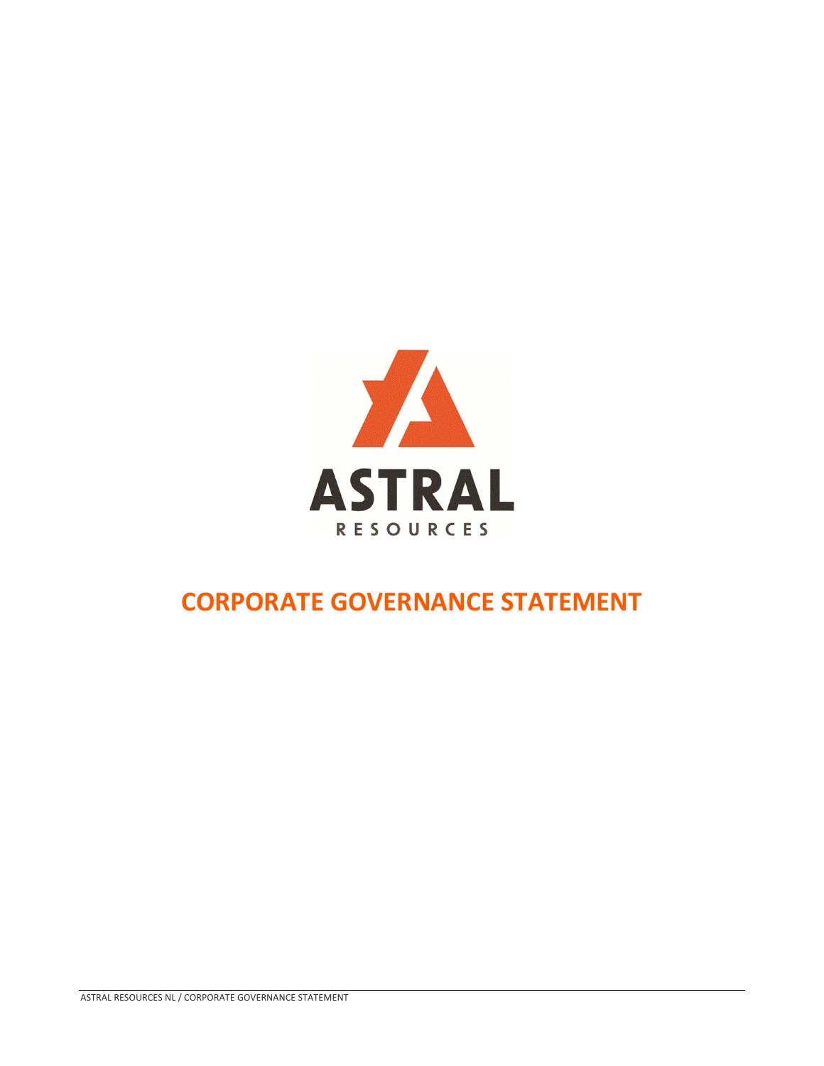ASTRAL

RESOURCES

# CORPORATE GOVERNANCE STATEMENT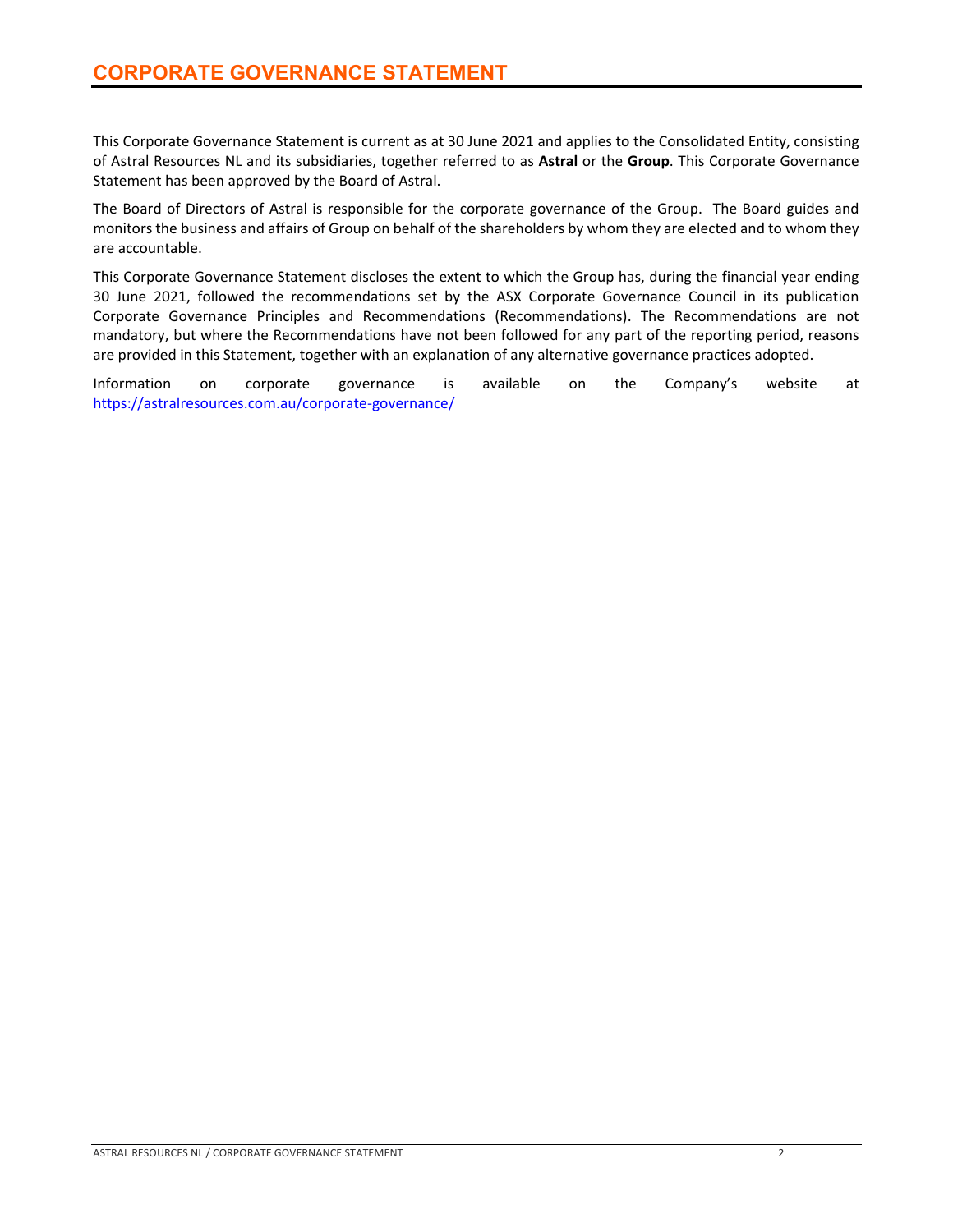# CORPORATE GOVERNANCE STATEMENT

This Corporate Governance Statement is current as at 30 June 2021 and applies to the Consolidated Entity, consisting of Astral Resources NL and its subsidiaries, together referred to as **Astral** or the **Group**. This Corporate Governance Statement has been approved by the Board of Astral.

The Board of Directors of Astral is responsible for the corporate governance of the Group. The Board guides and monitors the business and affairs of Group on behalf of the shareholders by whom they are elected and to whom they are accountable.

This Corporate Governance Statement discloses the extent to which the Group has, during the financial year ending 30 June 2021, followed the recommendations set by the ASX Corporate Governance Council in its publication Corporate Governance Principles and Recommendations (Recommendations). The Recommendations are not mandatory, but where the Recommendations have not been followed for any part of the reporting period, reasons are provided in this Statement, together with an explanation of any alternative governance practices adopted.

Information on corporate governance is available on the Company's website at [https://astralresources.com.au/corporate-governance/](https://astralresources.com.au/corporate-governance/)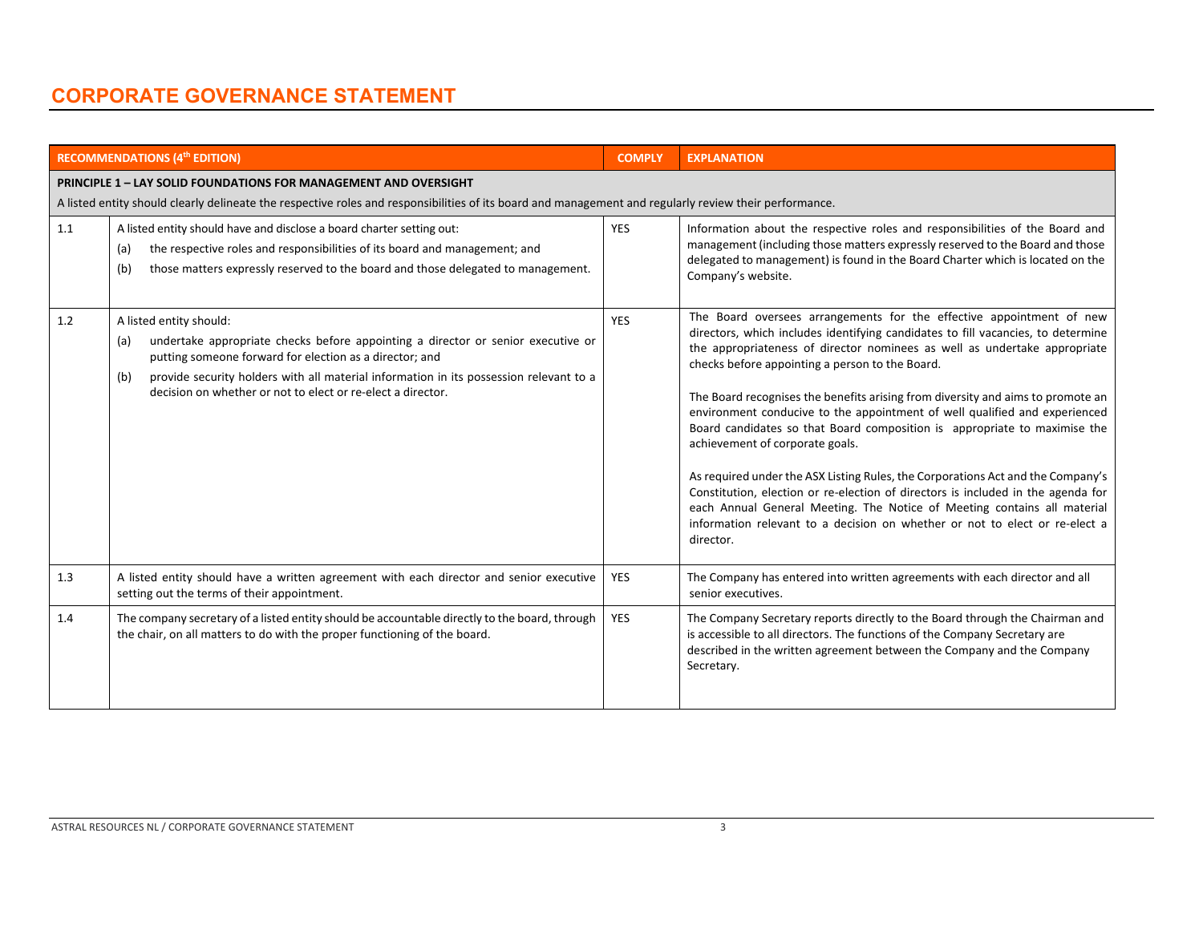# CORPORATE GOVERNANCE STATEMENT

| RECOMMENDATIONS (4th EDITION) | | COMPLY | EXPLANATION |
|---|---|---|---|
| **PRINCIPLE 1 – LAY SOLID FOUNDATIONS FOR MANAGEMENT AND OVERSIGHT**<br>A listed entity should clearly delineate the respective roles and responsibilities of its board and management and regularly review their performance. | | | |
| 1.1 | A listed entity should have and disclose a board charter setting out:<br>(a) the respective roles and responsibilities of its board and management; and<br>(b) those matters expressly reserved to the board and those delegated to management. | YES | Information about the respective roles and responsibilities of the Board and management (including those matters expressly reserved to the Board and those delegated to management) is found in the Board Charter which is located on the Company's website. |
| 1.2 | A listed entity should:<br>(a) undertake appropriate checks before appointing a director or senior executive or putting someone forward for election as a director; and<br>(b) provide security holders with all material information in its possession relevant to a decision on whether or not to elect or re-elect a director. | YES | The Board oversees arrangements for the effective appointment of new directors, which includes identifying candidates to fill vacancies, to determine the appropriateness of director nominees as well as undertake appropriate checks before appointing a person to the Board.<br><br>The Board recognises the benefits arising from diversity and aims to promote an environment conducive to the appointment of well qualified and experienced Board candidates so that Board composition is appropriate to maximise the achievement of corporate goals.<br><br>As required under the ASX Listing Rules, the Corporations Act and the Company's Constitution, election or re-election of directors is included in the agenda for each Annual General Meeting. The Notice of Meeting contains all material information relevant to a decision on whether or not to elect or re-elect a director. |
| 1.3 | A listed entity should have a written agreement with each director and senior executive setting out the terms of their appointment. | YES | The Company has entered into written agreements with each director and all senior executives. |
| 1.4 | The company secretary of a listed entity should be accountable directly to the board, through the chair, on all matters to do with the proper functioning of the board. | YES | The Company Secretary reports directly to the Board through the Chairman and is accessible to all directors. The functions of the Company Secretary are described in the written agreement between the Company and the Company Secretary. |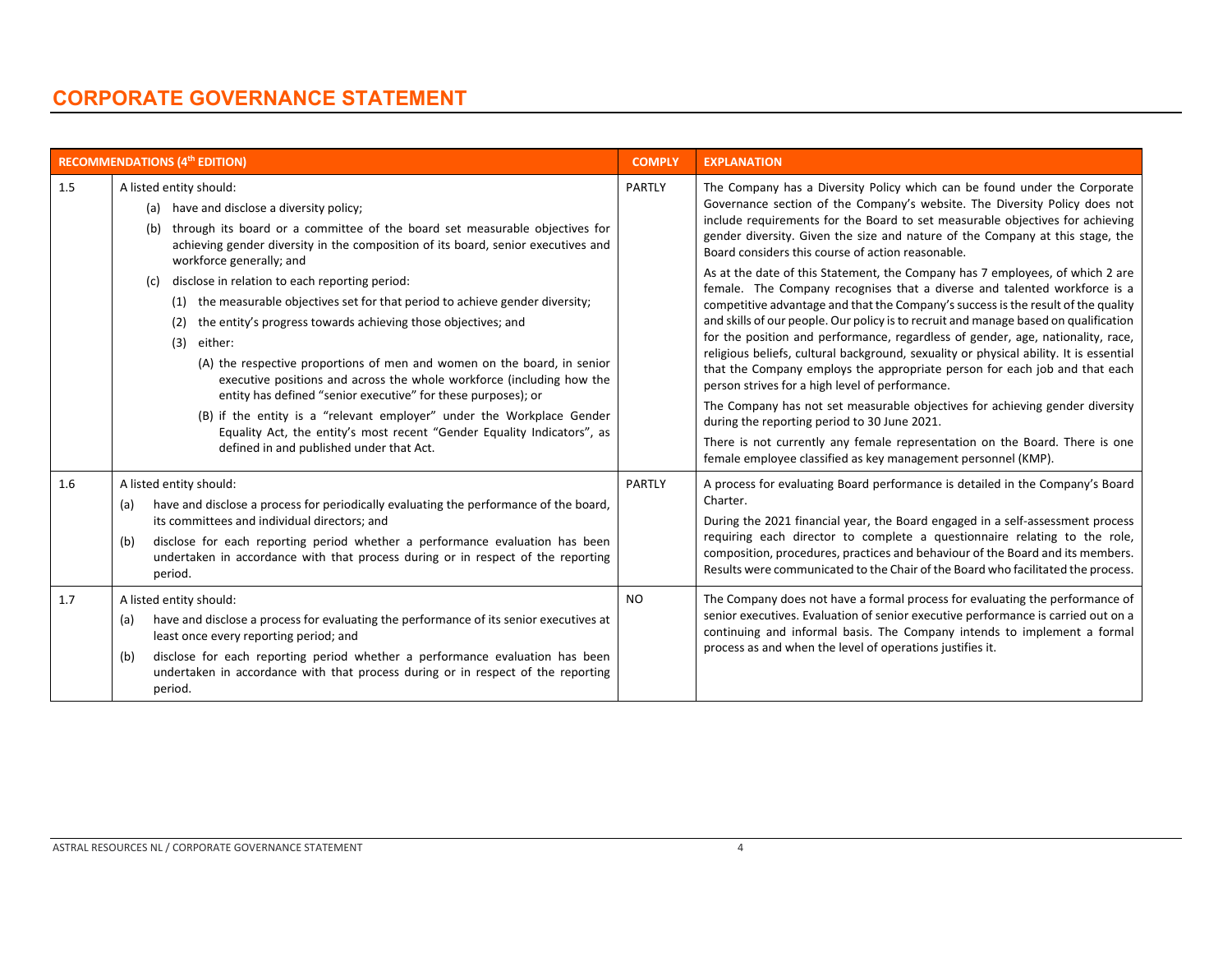# CORPORATE GOVERNANCE STATEMENT

| RECOMMENDATIONS (4th EDITION) | | COMPLY | EXPLANATION |
|---|---|---|---|
| 1.5 | A listed entity should:<br>(a) have and disclose a diversity policy;<br>(b) through its board or a committee of the board set measurable objectives for achieving gender diversity in the composition of its board, senior executives and workforce generally; and<br>(c) disclose in relation to each reporting period:<br>(1) the measurable objectives set for that period to achieve gender diversity;<br>(2) the entity's progress towards achieving those objectives; and<br>(3) either:<br>(A) the respective proportions of men and women on the board, in senior executive positions and across the whole workforce (including how the entity has defined "senior executive" for these purposes); or<br>(B) if the entity is a "relevant employer" under the Workplace Gender Equality Act, the entity's most recent "Gender Equality Indicators", as defined in and published under that Act. | PARTLY | The Company has a Diversity Policy which can be found under the Corporate Governance section of the Company's website. The Diversity Policy does not include requirements for the Board to set measurable objectives for achieving gender diversity. Given the size and nature of the Company at this stage, the Board considers this course of action reasonable.<br>As at the date of this Statement, the Company has 7 employees, of which 2 are female. The Company recognises that a diverse and talented workforce is a competitive advantage and that the Company's success is the result of the quality and skills of our people. Our policy is to recruit and manage based on qualification for the position and performance, regardless of gender, age, nationality, race, religious beliefs, cultural background, sexuality or physical ability. It is essential that the Company employs the appropriate person for each job and that each person strives for a high level of performance.<br>The Company has not set measurable objectives for achieving gender diversity during the reporting period to 30 June 2021.<br>There is not currently any female representation on the Board. There is one female employee classified as key management personnel (KMP). |
| 1.6 | A listed entity should:<br>(a) have and disclose a process for periodically evaluating the performance of the board, its committees and individual directors; and<br>(b) disclose for each reporting period whether a performance evaluation has been undertaken in accordance with that process during or in respect of the reporting period. | PARTLY | A process for evaluating Board performance is detailed in the Company's Board Charter.<br>During the 2021 financial year, the Board engaged in a self-assessment process requiring each director to complete a questionnaire relating to the role, composition, procedures, practices and behaviour of the Board and its members. Results were communicated to the Chair of the Board who facilitated the process. |
| 1.7 | A listed entity should:<br>(a) have and disclose a process for evaluating the performance of its senior executives at least once every reporting period; and<br>(b) disclose for each reporting period whether a performance evaluation has been undertaken in accordance with that process during or in respect of the reporting period. | NO | The Company does not have a formal process for evaluating the performance of senior executives. Evaluation of senior executive performance is carried out on a continuing and informal basis. The Company intends to implement a formal process as and when the level of operations justifies it. |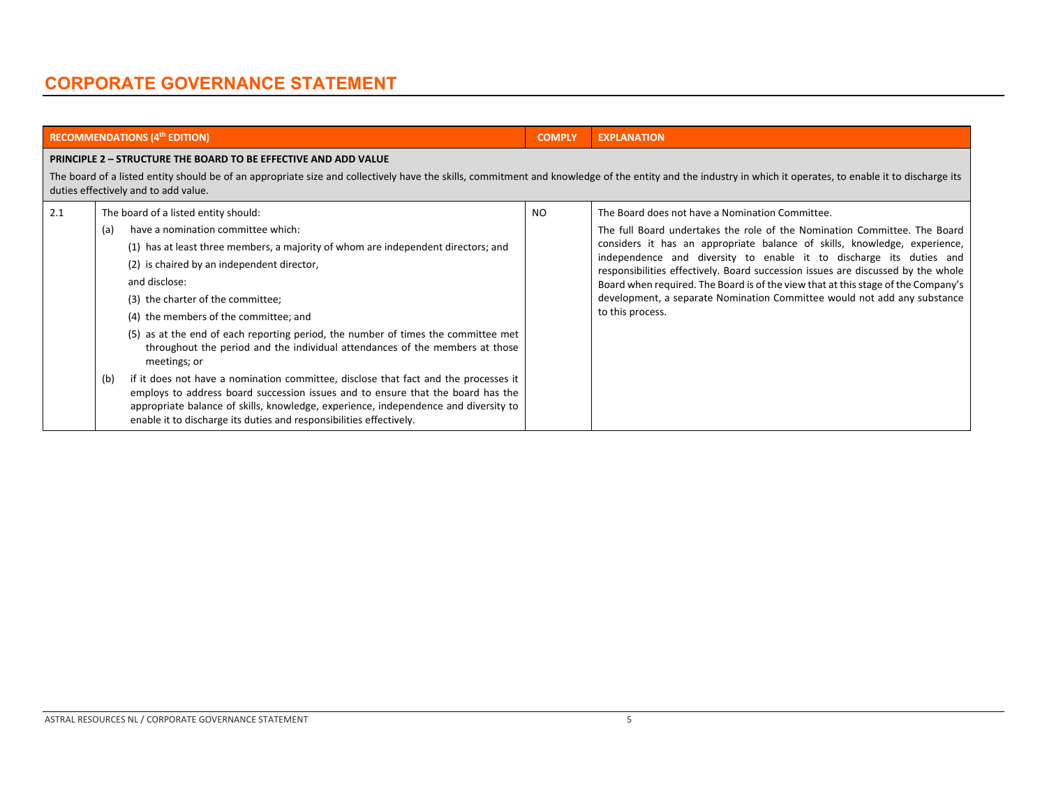# CORPORATE GOVERNANCE STATEMENT

| | RECOMMENDATIONS (4th EDITION) | COMPLY | EXPLANATION |
|---|---|---|---|
| **PRINCIPLE 2 – STRUCTURE THE BOARD TO BE EFFECTIVE AND ADD VALUE**<br>The board of a listed entity should be of an appropriate size and collectively have the skills, commitment and knowledge of the entity and the industry in which it operates, to enable it to discharge its duties effectively and to add value. | | | |
| 2.1 | The board of a listed entity should:<br>(a) have a nomination committee which:<br>(1) has at least three members, a majority of whom are independent directors; and<br>(2) is chaired by an independent director,<br>and disclose:<br>(3) the charter of the committee;<br>(4) the members of the committee; and<br>(5) as at the end of each reporting period, the number of times the committee met throughout the period and the individual attendances of the members at those meetings; or<br>(b) if it does not have a nomination committee, disclose that fact and the processes it employs to address board succession issues and to ensure that the board has the appropriate balance of skills, knowledge, experience, independence and diversity to enable it to discharge its duties and responsibilities effectively. | NO | The Board does not have a Nomination Committee.<br>The full Board undertakes the role of the Nomination Committee. The Board considers it has an appropriate balance of skills, knowledge, experience, independence and diversity to enable it to discharge its duties and responsibilities effectively. Board succession issues are discussed by the whole Board when required. The Board is of the view that at this stage of the Company's development, a separate Nomination Committee would not add any substance to this process. |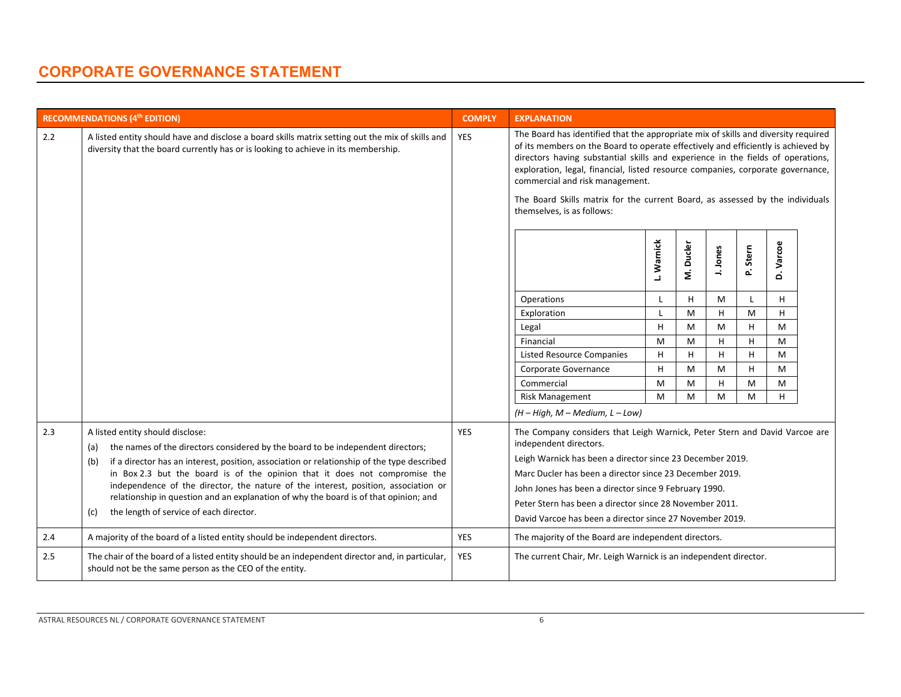# CORPORATE GOVERNANCE STATEMENT

| | RECOMMENDATIONS (4th EDITION) | COMPLY | EXPLANATION |
|---|---|---|---|
| 2.2 | A listed entity should have and disclose a board skills matrix setting out the mix of skills and diversity that the board currently has or is looking to achieve in its membership. | YES | The Board has identified that the appropriate mix of skills and diversity required of its members on the Board to operate effectively and efficiently is achieved by directors having substantial skills and experience in the fields of operations, exploration, legal, financial, listed resource companies, corporate governance, commercial and risk management.<br><br>The Board Skills matrix for the current Board, as assessed by the individuals themselves, is as follows: (see matrix below) |

| | L. Warnick | M. Ducler | J. Jones | P. Stern | D. Varcoe |
|---|---|---|---|---|---|
| Operations | L | H | M | L | H |
| Exploration | L | M | H | M | H |
| Legal | H | M | M | H | M |
| Financial | M | M | H | H | M |
| Listed Resource Companies | H | H | H | H | M |
| Corporate Governance | H | M | M | H | M |
| Commercial | M | M | H | M | M |
| Risk Management | M | M | M | M | H |

*(H – High, M – Medium, L – Low)*

| | RECOMMENDATIONS (4th EDITION) | COMPLY | EXPLANATION |
|---|---|---|---|
| 2.3 | A listed entity should disclose:<br>(a) the names of the directors considered by the board to be independent directors;<br>(b) if a director has an interest, position, association or relationship of the type described in Box 2.3 but the board is of the opinion that it does not compromise the independence of the director, the nature of the interest, position, association or relationship in question and an explanation of why the board is of that opinion; and<br>(c) the length of service of each director. | YES | The Company considers that Leigh Warnick, Peter Stern and David Varcoe are independent directors.<br>Leigh Warnick has been a director since 23 December 2019.<br>Marc Ducler has been a director since 23 December 2019.<br>John Jones has been a director since 9 February 1990.<br>Peter Stern has been a director since 28 November 2011.<br>David Varcoe has been a director since 27 November 2019. |
| 2.4 | A majority of the board of a listed entity should be independent directors. | YES | The majority of the Board are independent directors. |
| 2.5 | The chair of the board of a listed entity should be an independent director and, in particular, should not be the same person as the CEO of the entity. | YES | The current Chair, Mr. Leigh Warnick is an independent director. |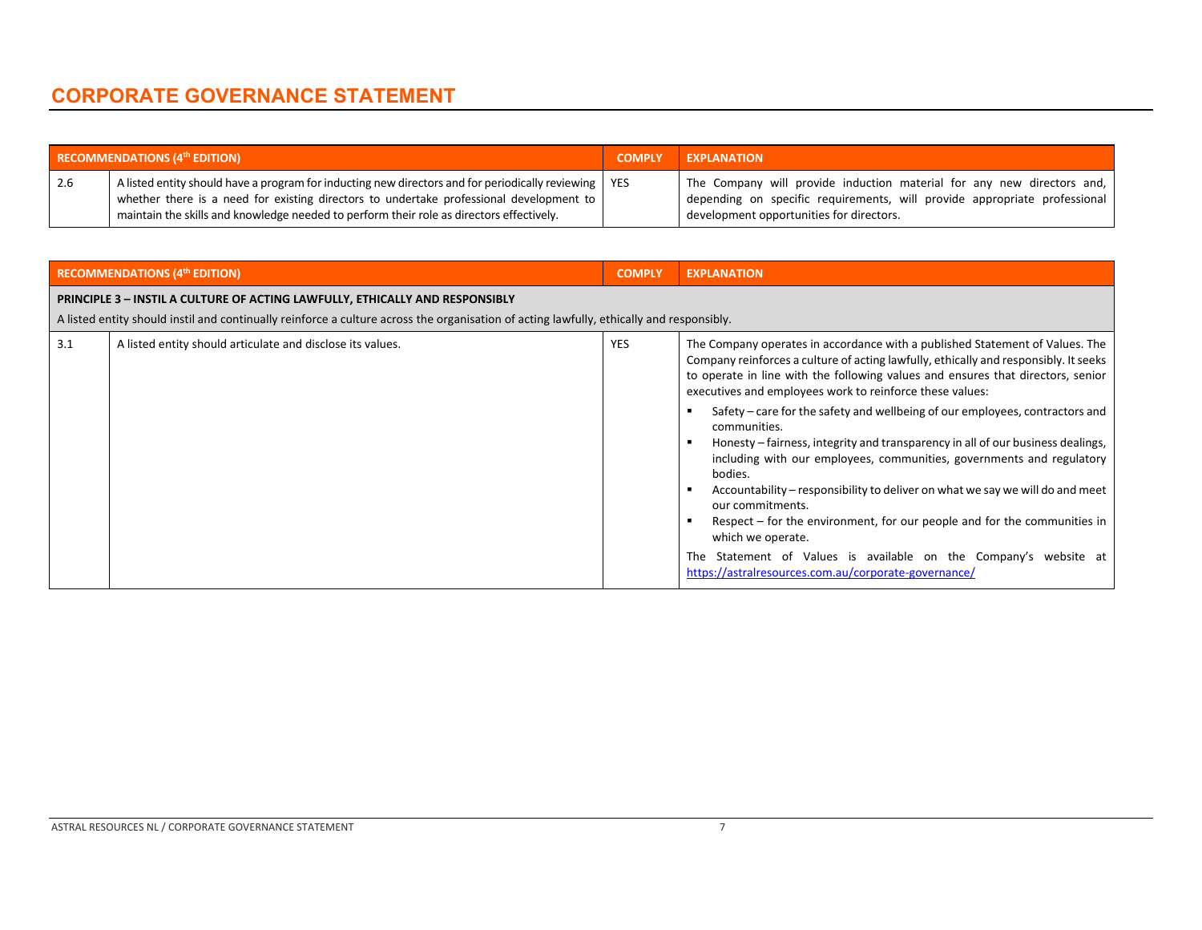# CORPORATE GOVERNANCE STATEMENT

| RECOMMENDATIONS (4th EDITION) | | COMPLY | EXPLANATION |
|---|---|---|---|
| 2.6 | A listed entity should have a program for inducting new directors and for periodically reviewing whether there is a need for existing directors to undertake professional development to maintain the skills and knowledge needed to perform their role as directors effectively. | YES | The Company will provide induction material for any new directors and, depending on specific requirements, will provide appropriate professional development opportunities for directors. |

| RECOMMENDATIONS (4th EDITION) | | COMPLY | EXPLANATION |
|---|---|---|---|
| **PRINCIPLE 3 – INSTIL A CULTURE OF ACTING LAWFULLY, ETHICALLY AND RESPONSIBLY**<br>A listed entity should instil and continually reinforce a culture across the organisation of acting lawfully, ethically and responsibly. | | | |
| 3.1 | A listed entity should articulate and disclose its values. | YES | The Company operates in accordance with a published Statement of Values. The Company reinforces a culture of acting lawfully, ethically and responsibly. It seeks to operate in line with the following values and ensures that directors, senior executives and employees work to reinforce these values:<br>▪ Safety – care for the safety and wellbeing of our employees, contractors and communities.<br>▪ Honesty – fairness, integrity and transparency in all of our business dealings, including with our employees, communities, governments and regulatory bodies.<br>▪ Accountability – responsibility to deliver on what we say we will do and meet our commitments.<br>▪ Respect – for the environment, for our people and for the communities in which we operate.<br>The Statement of Values is available on the Company's website at https://astralresources.com.au/corporate-governance/ |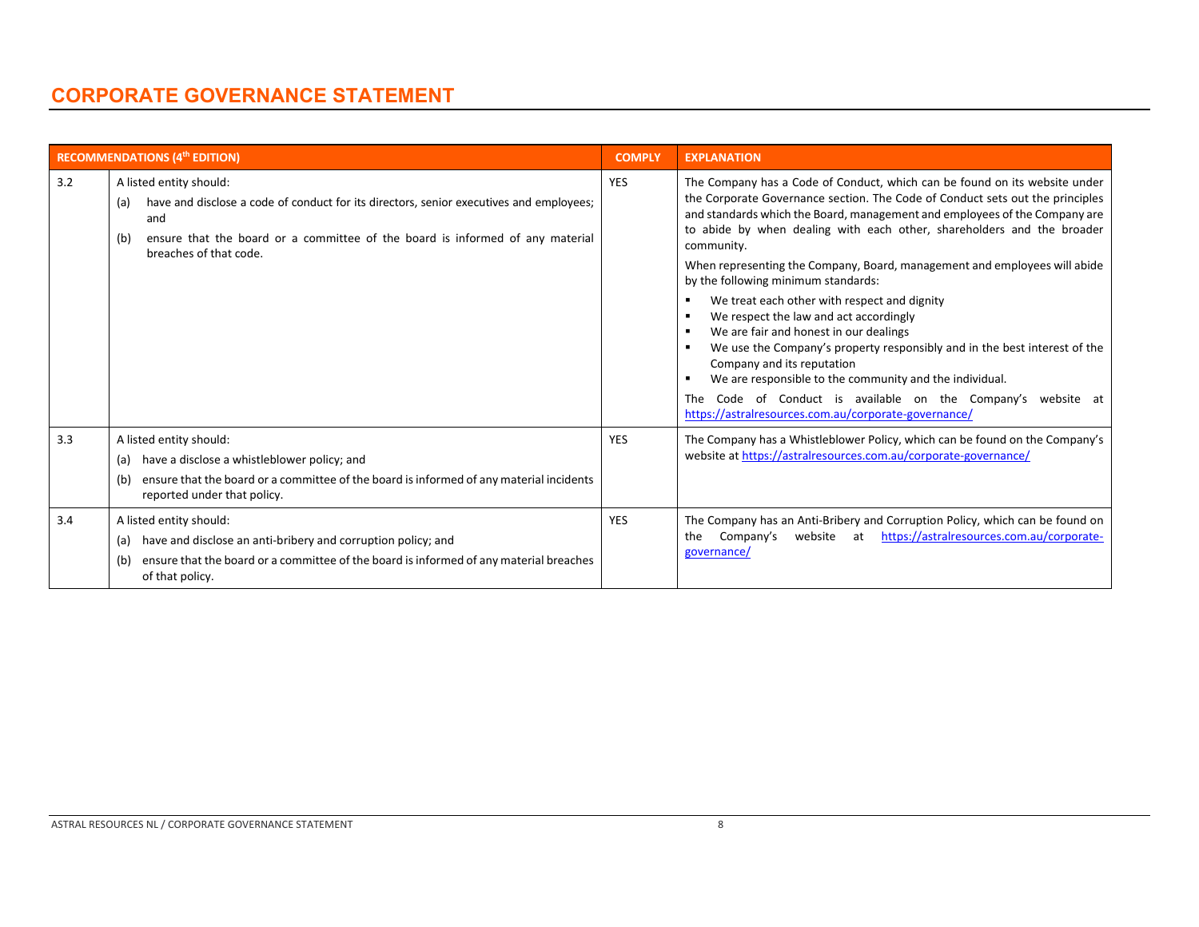# CORPORATE GOVERNANCE STATEMENT

| RECOMMENDATIONS (4th EDITION) | | COMPLY | EXPLANATION |
|---|---|---|---|
| 3.2 | A listed entity should:<br>(a) have and disclose a code of conduct for its directors, senior executives and employees; and<br>(b) ensure that the board or a committee of the board is informed of any material breaches of that code. | YES | The Company has a Code of Conduct, which can be found on its website under the Corporate Governance section. The Code of Conduct sets out the principles and standards which the Board, management and employees of the Company are to abide by when dealing with each other, shareholders and the broader community.<br>When representing the Company, Board, management and employees will abide by the following minimum standards:<br>▪ We treat each other with respect and dignity<br>▪ We respect the law and act accordingly<br>▪ We are fair and honest in our dealings<br>▪ We use the Company's property responsibly and in the best interest of the Company and its reputation<br>▪ We are responsible to the community and the individual.<br>The Code of Conduct is available on the Company's website at https://astralresources.com.au/corporate-governance/ |
| 3.3 | A listed entity should:<br>(a) have a disclose a whistleblower policy; and<br>(b) ensure that the board or a committee of the board is informed of any material incidents reported under that policy. | YES | The Company has a Whistleblower Policy, which can be found on the Company's website at https://astralresources.com.au/corporate-governance/ |
| 3.4 | A listed entity should:<br>(a) have and disclose an anti-bribery and corruption policy; and<br>(b) ensure that the board or a committee of the board is informed of any material breaches of that policy. | YES | The Company has an Anti-Bribery and Corruption Policy, which can be found on the Company's website at https://astralresources.com.au/corporate-governance/ |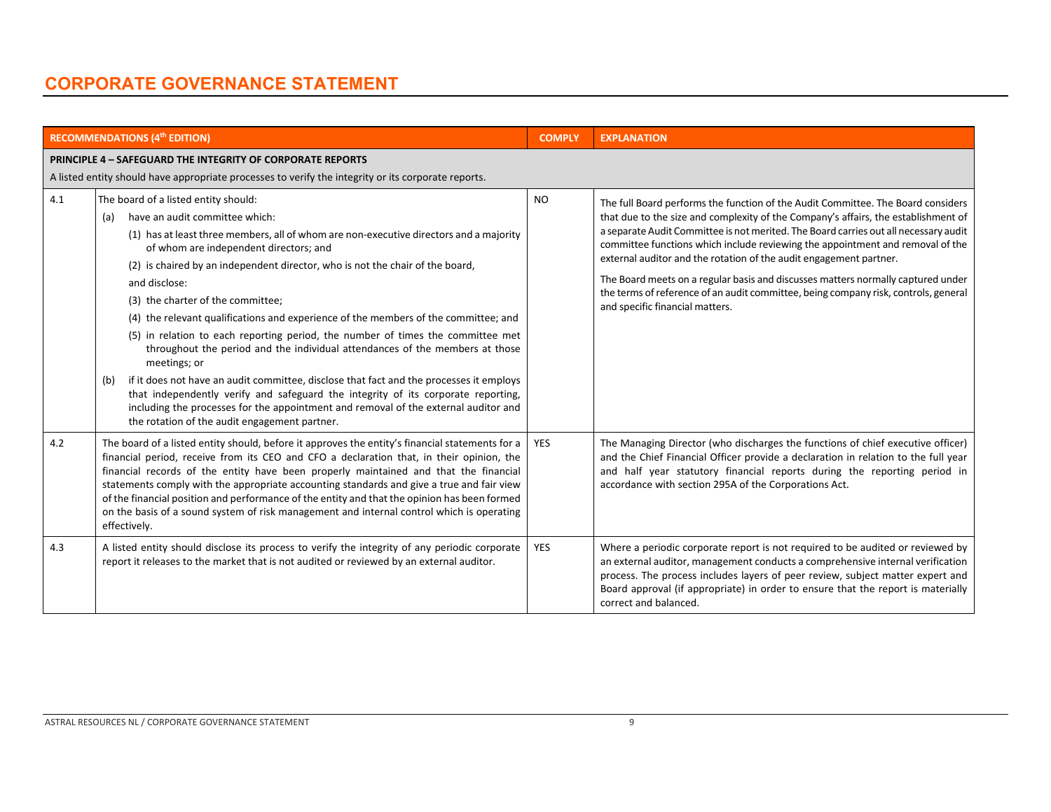# CORPORATE GOVERNANCE STATEMENT

| RECOMMENDATIONS (4th EDITION) | | COMPLY | EXPLANATION |
|---|---|---|---|
| **PRINCIPLE 4 – SAFEGUARD THE INTEGRITY OF CORPORATE REPORTS**<br>A listed entity should have appropriate processes to verify the integrity or its corporate reports. | | | |
| 4.1 | The board of a listed entity should:<br>(a) have an audit committee which:<br>(1) has at least three members, all of whom are non-executive directors and a majority of whom are independent directors; and<br>(2) is chaired by an independent director, who is not the chair of the board,<br>and disclose:<br>(3) the charter of the committee;<br>(4) the relevant qualifications and experience of the members of the committee; and<br>(5) in relation to each reporting period, the number of times the committee met throughout the period and the individual attendances of the members at those meetings; or<br>(b) if it does not have an audit committee, disclose that fact and the processes it employs that independently verify and safeguard the integrity of its corporate reporting, including the processes for the appointment and removal of the external auditor and the rotation of the audit engagement partner. | NO | The full Board performs the function of the Audit Committee. The Board considers that due to the size and complexity of the Company's affairs, the establishment of a separate Audit Committee is not merited. The Board carries out all necessary audit committee functions which include reviewing the appointment and removal of the external auditor and the rotation of the audit engagement partner.<br>The Board meets on a regular basis and discusses matters normally captured under the terms of reference of an audit committee, being company risk, controls, general and specific financial matters. |
| 4.2 | The board of a listed entity should, before it approves the entity's financial statements for a financial period, receive from its CEO and CFO a declaration that, in their opinion, the financial records of the entity have been properly maintained and that the financial statements comply with the appropriate accounting standards and give a true and fair view of the financial position and performance of the entity and that the opinion has been formed on the basis of a sound system of risk management and internal control which is operating effectively. | YES | The Managing Director (who discharges the functions of chief executive officer) and the Chief Financial Officer provide a declaration in relation to the full year and half year statutory financial reports during the reporting period in accordance with section 295A of the Corporations Act. |
| 4.3 | A listed entity should disclose its process to verify the integrity of any periodic corporate report it releases to the market that is not audited or reviewed by an external auditor. | YES | Where a periodic corporate report is not required to be audited or reviewed by an external auditor, management conducts a comprehensive internal verification process. The process includes layers of peer review, subject matter expert and Board approval (if appropriate) in order to ensure that the report is materially correct and balanced. |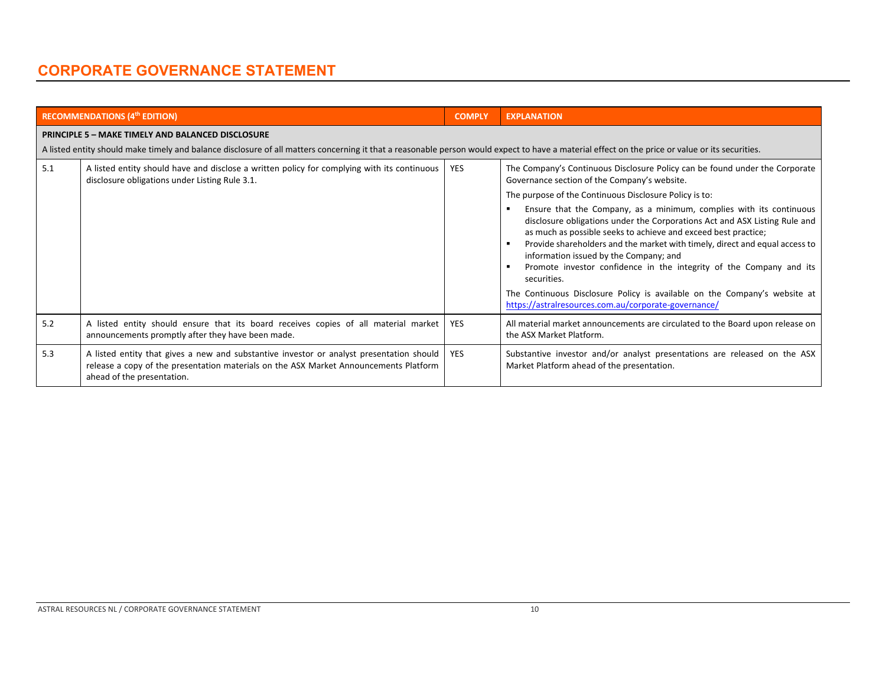# CORPORATE GOVERNANCE STATEMENT

| RECOMMENDATIONS (4th EDITION) | | COMPLY | EXPLANATION |
|---|---|---|---|
| **PRINCIPLE 5 – MAKE TIMELY AND BALANCED DISCLOSURE**<br>A listed entity should make timely and balance disclosure of all matters concerning it that a reasonable person would expect to have a material effect on the price or value or its securities. | | | |
| 5.1 | A listed entity should have and disclose a written policy for complying with its continuous disclosure obligations under Listing Rule 3.1. | YES | The Company's Continuous Disclosure Policy can be found under the Corporate Governance section of the Company's website.<br>The purpose of the Continuous Disclosure Policy is to:<br>▪ Ensure that the Company, as a minimum, complies with its continuous disclosure obligations under the Corporations Act and ASX Listing Rule and as much as possible seeks to achieve and exceed best practice;<br>▪ Provide shareholders and the market with timely, direct and equal access to information issued by the Company; and<br>▪ Promote investor confidence in the integrity of the Company and its securities.<br>The Continuous Disclosure Policy is available on the Company's website at https://astralresources.com.au/corporate-governance/ |
| 5.2 | A listed entity should ensure that its board receives copies of all material market announcements promptly after they have been made. | YES | All material market announcements are circulated to the Board upon release on the ASX Market Platform. |
| 5.3 | A listed entity that gives a new and substantive investor or analyst presentation should release a copy of the presentation materials on the ASX Market Announcements Platform ahead of the presentation. | YES | Substantive investor and/or analyst presentations are released on the ASX Market Platform ahead of the presentation. |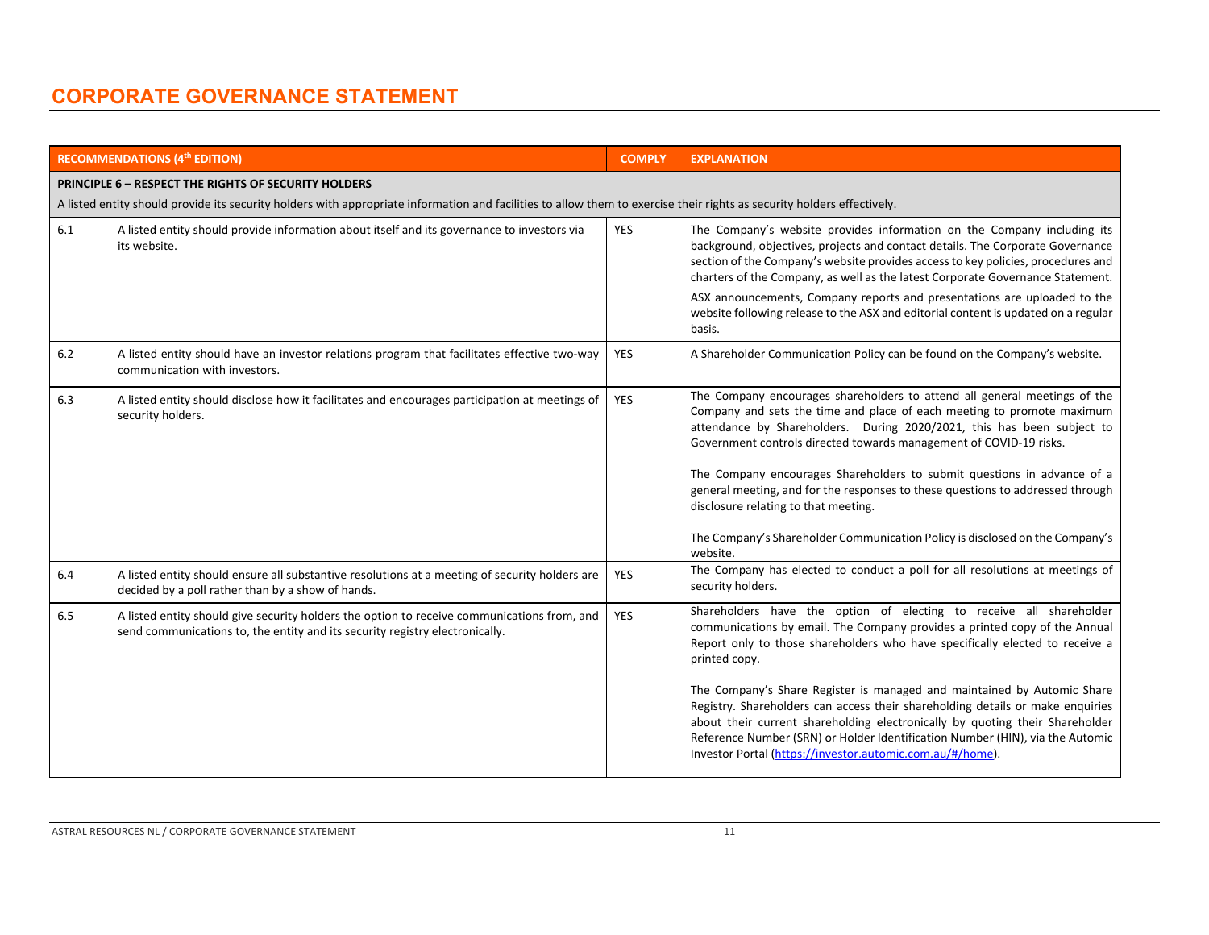# CORPORATE GOVERNANCE STATEMENT

| RECOMMENDATIONS (4th EDITION) | | COMPLY | EXPLANATION |
|---|---|---|---|
| **PRINCIPLE 6 – RESPECT THE RIGHTS OF SECURITY HOLDERS**<br>A listed entity should provide its security holders with appropriate information and facilities to allow them to exercise their rights as security holders effectively. | | | |
| 6.1 | A listed entity should provide information about itself and its governance to investors via its website. | YES | The Company's website provides information on the Company including its background, objectives, projects and contact details. The Corporate Governance section of the Company's website provides access to key policies, procedures and charters of the Company, as well as the latest Corporate Governance Statement.<br>ASX announcements, Company reports and presentations are uploaded to the website following release to the ASX and editorial content is updated on a regular basis. |
| 6.2 | A listed entity should have an investor relations program that facilitates effective two-way communication with investors. | YES | A Shareholder Communication Policy can be found on the Company's website. |
| 6.3 | A listed entity should disclose how it facilitates and encourages participation at meetings of security holders. | YES | The Company encourages shareholders to attend all general meetings of the Company and sets the time and place of each meeting to promote maximum attendance by Shareholders. During 2020/2021, this has been subject to Government controls directed towards management of COVID-19 risks.<br><br>The Company encourages Shareholders to submit questions in advance of a general meeting, and for the responses to these questions to addressed through disclosure relating to that meeting.<br><br>The Company's Shareholder Communication Policy is disclosed on the Company's website. |
| 6.4 | A listed entity should ensure all substantive resolutions at a meeting of security holders are decided by a poll rather than by a show of hands. | YES | The Company has elected to conduct a poll for all resolutions at meetings of security holders. |
| 6.5 | A listed entity should give security holders the option to receive communications from, and send communications to, the entity and its security registry electronically. | YES | Shareholders have the option of electing to receive all shareholder communications by email. The Company provides a printed copy of the Annual Report only to those shareholders who have specifically elected to receive a printed copy.<br><br>The Company's Share Register is managed and maintained by Automic Share Registry. Shareholders can access their shareholding details or make enquiries about their current shareholding electronically by quoting their Shareholder Reference Number (SRN) or Holder Identification Number (HIN), via the Automic Investor Portal (https://investor.automic.com.au/#/home). |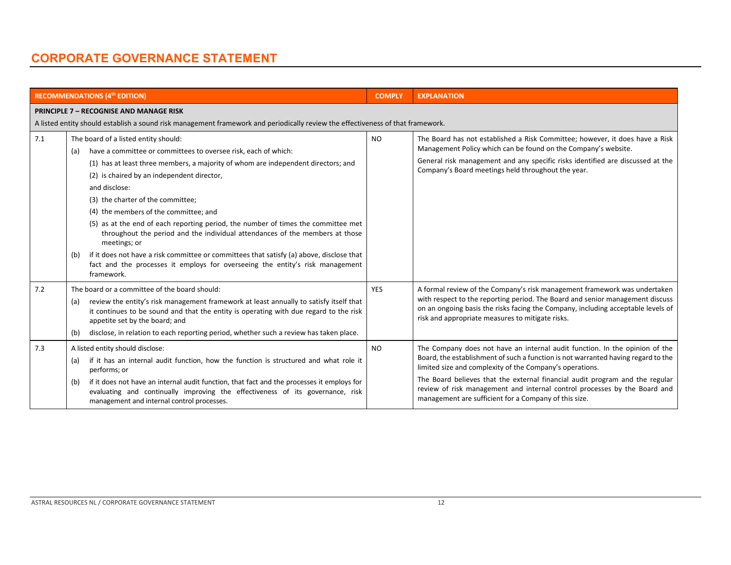# CORPORATE GOVERNANCE STATEMENT

| RECOMMENDATIONS (4th EDITION) | | COMPLY | EXPLANATION |
|---|---|---|---|
| **PRINCIPLE 7 – RECOGNISE AND MANAGE RISK**<br>A listed entity should establish a sound risk management framework and periodically review the effectiveness of that framework. | | | |
| 7.1 | The board of a listed entity should:<br>(a) have a committee or committees to oversee risk, each of which:<br>(1) has at least three members, a majority of whom are independent directors; and<br>(2) is chaired by an independent director,<br>and disclose:<br>(3) the charter of the committee;<br>(4) the members of the committee; and<br>(5) as at the end of each reporting period, the number of times the committee met throughout the period and the individual attendances of the members at those meetings; or<br>(b) if it does not have a risk committee or committees that satisfy (a) above, disclose that fact and the processes it employs for overseeing the entity's risk management framework. | NO | The Board has not established a Risk Committee; however, it does have a Risk Management Policy which can be found on the Company's website.<br>General risk management and any specific risks identified are discussed at the Company's Board meetings held throughout the year. |
| 7.2 | The board or a committee of the board should:<br>(a) review the entity's risk management framework at least annually to satisfy itself that it continues to be sound and that the entity is operating with due regard to the risk appetite set by the board; and<br>(b) disclose, in relation to each reporting period, whether such a review has taken place. | YES | A formal review of the Company's risk management framework was undertaken with respect to the reporting period. The Board and senior management discuss on an ongoing basis the risks facing the Company, including acceptable levels of risk and appropriate measures to mitigate risks. |
| 7.3 | A listed entity should disclose:<br>(a) if it has an internal audit function, how the function is structured and what role it performs; or<br>(b) if it does not have an internal audit function, that fact and the processes it employs for evaluating and continually improving the effectiveness of its governance, risk management and internal control processes. | NO | The Company does not have an internal audit function. In the opinion of the Board, the establishment of such a function is not warranted having regard to the limited size and complexity of the Company's operations.<br>The Board believes that the external financial audit program and the regular review of risk management and internal control processes by the Board and management are sufficient for a Company of this size. |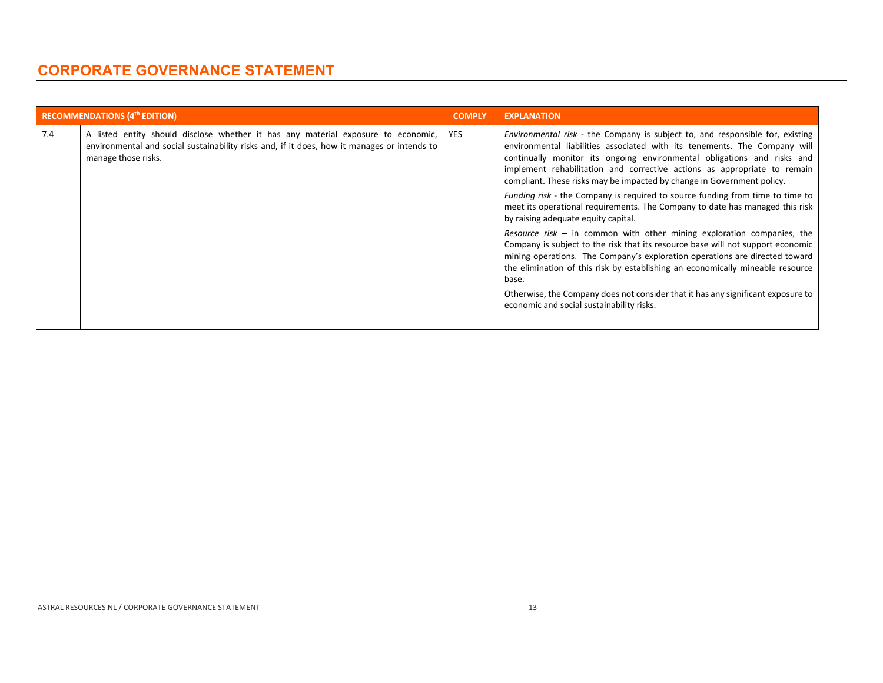# CORPORATE GOVERNANCE STATEMENT

| RECOMMENDATIONS (4th EDITION) | | COMPLY | EXPLANATION |
|---|---|---|---|
| 7.4 | A listed entity should disclose whether it has any material exposure to economic, environmental and social sustainability risks and, if it does, how it manages or intends to manage those risks. | YES | *Environmental risk* - the Company is subject to, and responsible for, existing environmental liabilities associated with its tenements. The Company will continually monitor its ongoing environmental obligations and risks and implement rehabilitation and corrective actions as appropriate to remain compliant. These risks may be impacted by change in Government policy.<br><br>*Funding risk* - the Company is required to source funding from time to time to meet its operational requirements. The Company to date has managed this risk by raising adequate equity capital.<br><br>*Resource risk* – in common with other mining exploration companies, the Company is subject to the risk that its resource base will not support economic mining operations. The Company's exploration operations are directed toward the elimination of this risk by establishing an economically mineable resource base.<br><br>Otherwise, the Company does not consider that it has any significant exposure to economic and social sustainability risks. |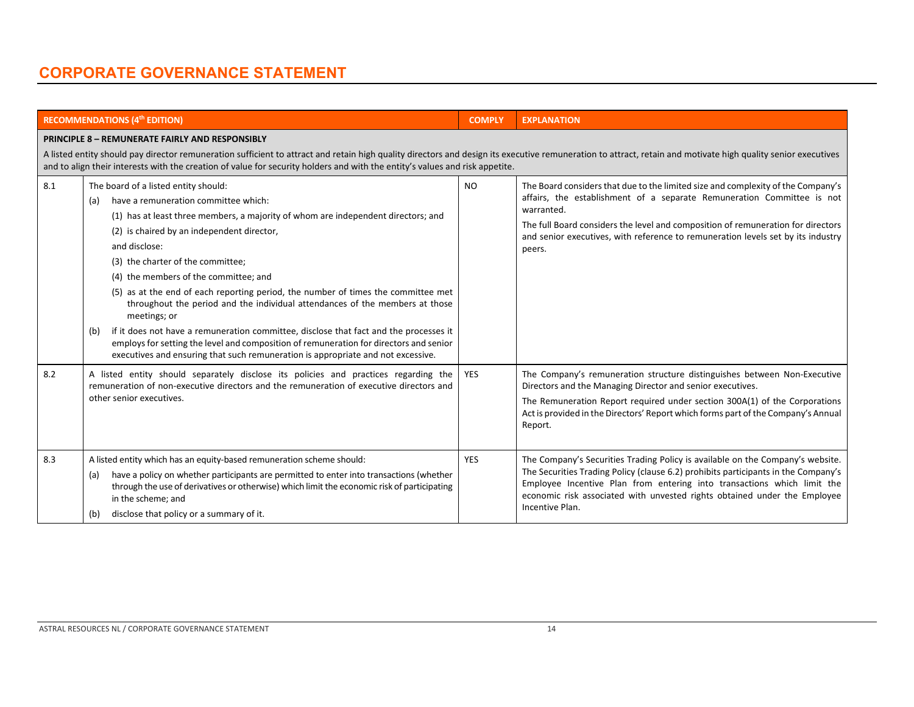# CORPORATE GOVERNANCE STATEMENT

| | RECOMMENDATIONS (4th EDITION) | COMPLY | EXPLANATION |
|---|---|---|---|
| | **PRINCIPLE 8 – REMUNERATE FAIRLY AND RESPONSIBLY**<br>A listed entity should pay director remuneration sufficient to attract and retain high quality directors and design its executive remuneration to attract, retain and motivate high quality senior executives and to align their interests with the creation of value for security holders and with the entity's values and risk appetite. | | |
| 8.1 | The board of a listed entity should:<br>(a) have a remuneration committee which:<br>(1) has at least three members, a majority of whom are independent directors; and<br>(2) is chaired by an independent director,<br>and disclose:<br>(3) the charter of the committee;<br>(4) the members of the committee; and<br>(5) as at the end of each reporting period, the number of times the committee met throughout the period and the individual attendances of the members at those meetings; or<br>(b) if it does not have a remuneration committee, disclose that fact and the processes it employs for setting the level and composition of remuneration for directors and senior executives and ensuring that such remuneration is appropriate and not excessive. | NO | The Board considers that due to the limited size and complexity of the Company's affairs, the establishment of a separate Remuneration Committee is not warranted.<br>The full Board considers the level and composition of remuneration for directors and senior executives, with reference to remuneration levels set by its industry peers. |
| 8.2 | A listed entity should separately disclose its policies and practices regarding the remuneration of non-executive directors and the remuneration of executive directors and other senior executives. | YES | The Company's remuneration structure distinguishes between Non-Executive Directors and the Managing Director and senior executives.<br>The Remuneration Report required under section 300A(1) of the Corporations Act is provided in the Directors' Report which forms part of the Company's Annual Report. |
| 8.3 | A listed entity which has an equity-based remuneration scheme should:<br>(a) have a policy on whether participants are permitted to enter into transactions (whether through the use of derivatives or otherwise) which limit the economic risk of participating in the scheme; and<br>(b) disclose that policy or a summary of it. | YES | The Company's Securities Trading Policy is available on the Company's website. The Securities Trading Policy (clause 6.2) prohibits participants in the Company's Employee Incentive Plan from entering into transactions which limit the economic risk associated with unvested rights obtained under the Employee Incentive Plan. |